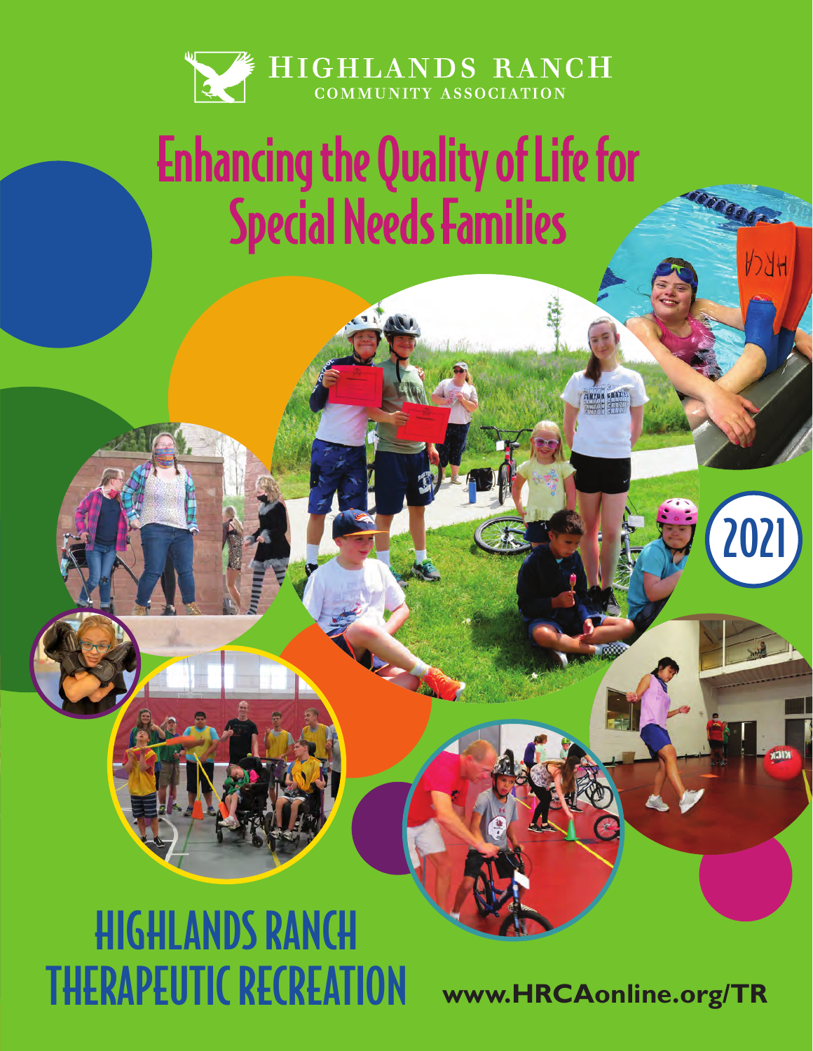HIGHLANDS RANCH
COMMUNITY ASSOCIATION

# Enhancing the Quality of Life for Special Needs Families

2021

# HIGHLANDS RANCH THERAPEUTIC RECREATION

**www.HRCAonline.org/TR**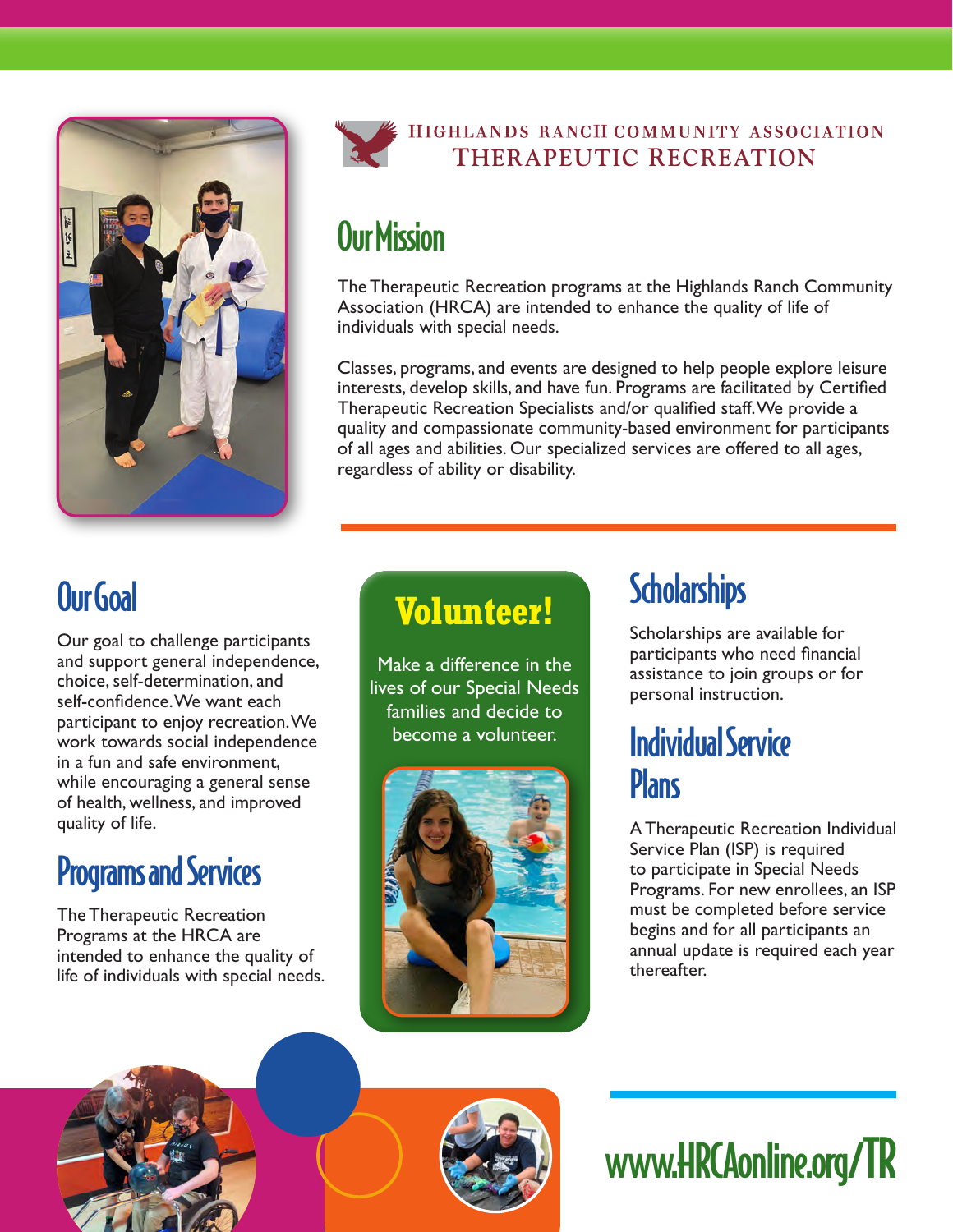HIGHLANDS RANCH COMMUNITY ASSOCIATION
THERAPEUTIC RECREATION

## Our Mission

The Therapeutic Recreation programs at the Highlands Ranch Community Association (HRCA) are intended to enhance the quality of life of individuals with special needs.

Classes, programs, and events are designed to help people explore leisure interests, develop skills, and have fun. Programs are facilitated by Certified Therapeutic Recreation Specialists and/or qualified staff. We provide a quality and compassionate community-based environment for participants of all ages and abilities. Our specialized services are offered to all ages, regardless of ability or disability.

## Our Goal

Our goal to challenge participants and support general independence, choice, self-determination, and self-confidence. We want each participant to enjoy recreation. We work towards social independence in a fun and safe environment, while encouraging a general sense of health, wellness, and improved quality of life.

## Programs and Services

The Therapeutic Recreation Programs at the HRCA are intended to enhance the quality of life of individuals with special needs.

## Volunteer!

Make a difference in the lives of our Special Needs families and decide to become a volunteer.

## Scholarships

Scholarships are available for participants who need financial assistance to join groups or for personal instruction.

## Individual Service Plans

A Therapeutic Recreation Individual Service Plan (ISP) is required to participate in Special Needs Programs. For new enrollees, an ISP must be completed before service begins and for all participants an annual update is required each year thereafter.

www.HRCAonline.org/TR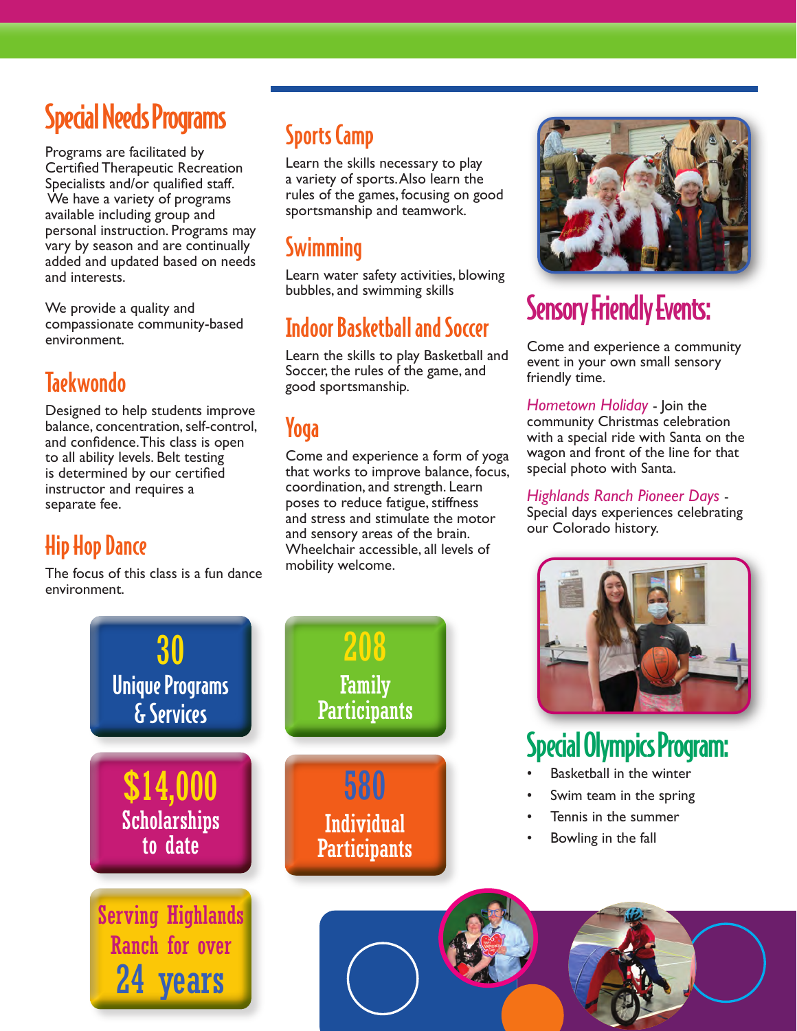# Special Needs Programs

Programs are facilitated by Certified Therapeutic Recreation Specialists and/or qualified staff. We have a variety of programs available including group and personal instruction. Programs may vary by season and are continually added and updated based on needs and interests.

We provide a quality and compassionate community-based environment.

## Taekwondo

Designed to help students improve balance, concentration, self-control, and confidence. This class is open to all ability levels. Belt testing is determined by our certified instructor and requires a separate fee.

## Hip Hop Dance

The focus of this class is a fun dance environment.

## Sports Camp

Learn the skills necessary to play a variety of sports. Also learn the rules of the games, focusing on good sportsmanship and teamwork.

## Swimming

Learn water safety activities, blowing bubbles, and swimming skills

## Indoor Basketball and Soccer

Learn the skills to play Basketball and Soccer, the rules of the game, and good sportsmanship.

## Yoga

Come and experience a form of yoga that works to improve balance, focus, coordination, and strength. Learn poses to reduce fatigue, stiffness and stress and stimulate the motor and sensory areas of the brain. Wheelchair accessible, all levels of mobility welcome.

# Sensory Friendly Events:

Come and experience a community event in your own small sensory friendly time.

*Hometown Holiday* - Join the community Christmas celebration with a special ride with Santa on the wagon and front of the line for that special photo with Santa.

*Highlands Ranch Pioneer Days* - Special days experiences celebrating our Colorado history.

# Special Olympics Program:

- Basketball in the winter
- Swim team in the spring
- Tennis in the summer
- Bowling in the fall

**30** Unique Programs & Services

**208** Family Participants

**$14,000** Scholarships to date

**580** Individual Participants

Serving Highlands Ranch for over **24 years**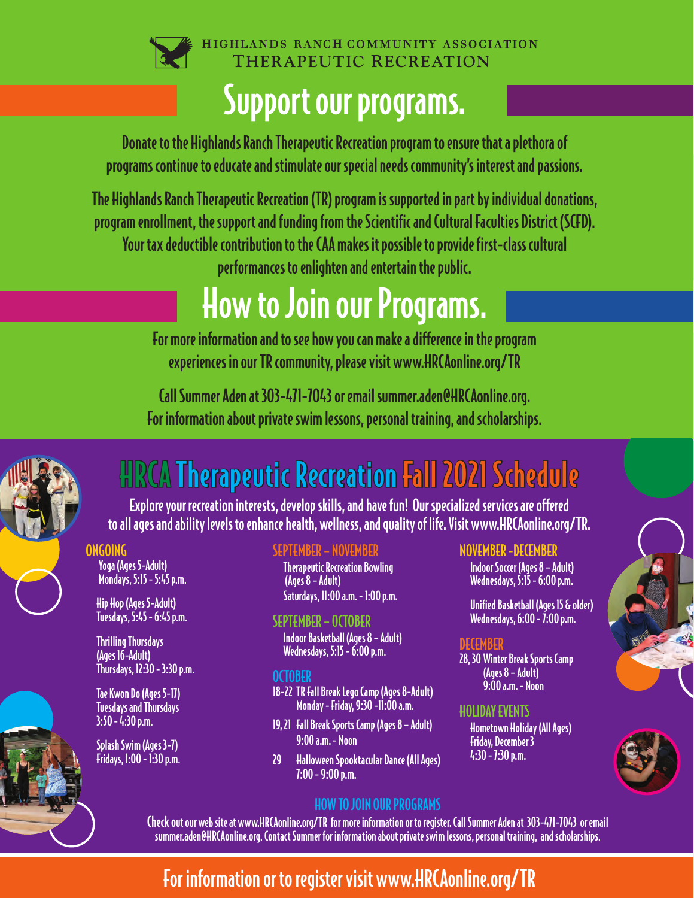HIGHLANDS RANCH COMMUNITY ASSOCIATION
THERAPEUTIC RECREATION

# Support our programs.

Donate to the Highlands Ranch Therapeutic Recreation program to ensure that a plethora of programs continue to educate and stimulate our special needs community's interest and passions.

The Highlands Ranch Therapeutic Recreation (TR) program is supported in part by individual donations, program enrollment, the support and funding from the Scientific and Cultural Faculties District (SCFD). Your tax deductible contribution to the CAA makes it possible to provide first-class cultural performances to enlighten and entertain the public.

# How to Join our Programs.

For more information and to see how you can make a difference in the program experiences in our TR community, please visit www.HRCAonline.org/TR

Call Summer Aden at 303-471-7043 or email summer.aden@HRCAonline.org.
For information about private swim lessons, personal training, and scholarships.

# HRCA Therapeutic Recreation Fall 2021 Schedule

Explore your recreation interests, develop skills, and have fun! Our specialized services are offered to all ages and ability levels to enhance health, wellness, and quality of life. Visit www.HRCAonline.org/TR.

### ONGOING

Yoga (Ages 5-Adult)
Mondays, 5:15 - 5:45 p.m.

Hip Hop (Ages 5-Adult)
Tuesdays, 5:45 - 6:45 p.m.

Thrilling Thursdays
(Ages 16-Adult)
Thursdays, 12:30 - 3:30 p.m.

Tae Kwon Do (Ages 5-17)
Tuesdays and Thursdays
3:50 - 4:30 p.m.

Splash Swim (Ages 3-7)
Fridays, 1:00 - 1:30 p.m.

### SEPTEMBER – NOVEMBER

Therapeutic Recreation Bowling
(Ages 8 – Adult)
Saturdays, 11:00 a.m. - 1:00 p.m.

### SEPTEMBER – OCTOBER

Indoor Basketball (Ages 8 – Adult)
Wednesdays, 5:15 - 6:00 p.m.

### OCTOBER

18-22 TR Fall Break Lego Camp (Ages 8-Adult)
Monday - Friday, 9:30 -11:00 a.m.

19, 21 Fall Break Sports Camp (Ages 8 – Adult)
9:00 a.m. - Noon

29 Halloween Spooktacular Dance (All Ages)
7:00 - 9:00 p.m.

### NOVEMBER -DECEMBER

Indoor Soccer (Ages 8 – Adult)
Wednesdays, 5:15 - 6:00 p.m.

Unified Basketball (Ages 15 & older)
Wednesdays, 6:00 - 7:00 p.m.

### DECEMBER

28, 30 Winter Break Sports Camp
(Ages 8 – Adult)
9:00 a.m. - Noon

### HOLIDAY EVENTS

Hometown Holiday (All Ages)
Friday, December 3
4:30 - 7:30 p.m.

### HOW TO JOIN OUR PROGRAMS

Check out our web site at www.HRCAonline.org/TR for more information or to register. Call Summer Aden at 303-471-7043 or email summer.aden@HRCAonline.org. Contact Summer for information about private swim lessons, personal training, and scholarships.

## For information or to register visit www.HRCAonline.org/TR